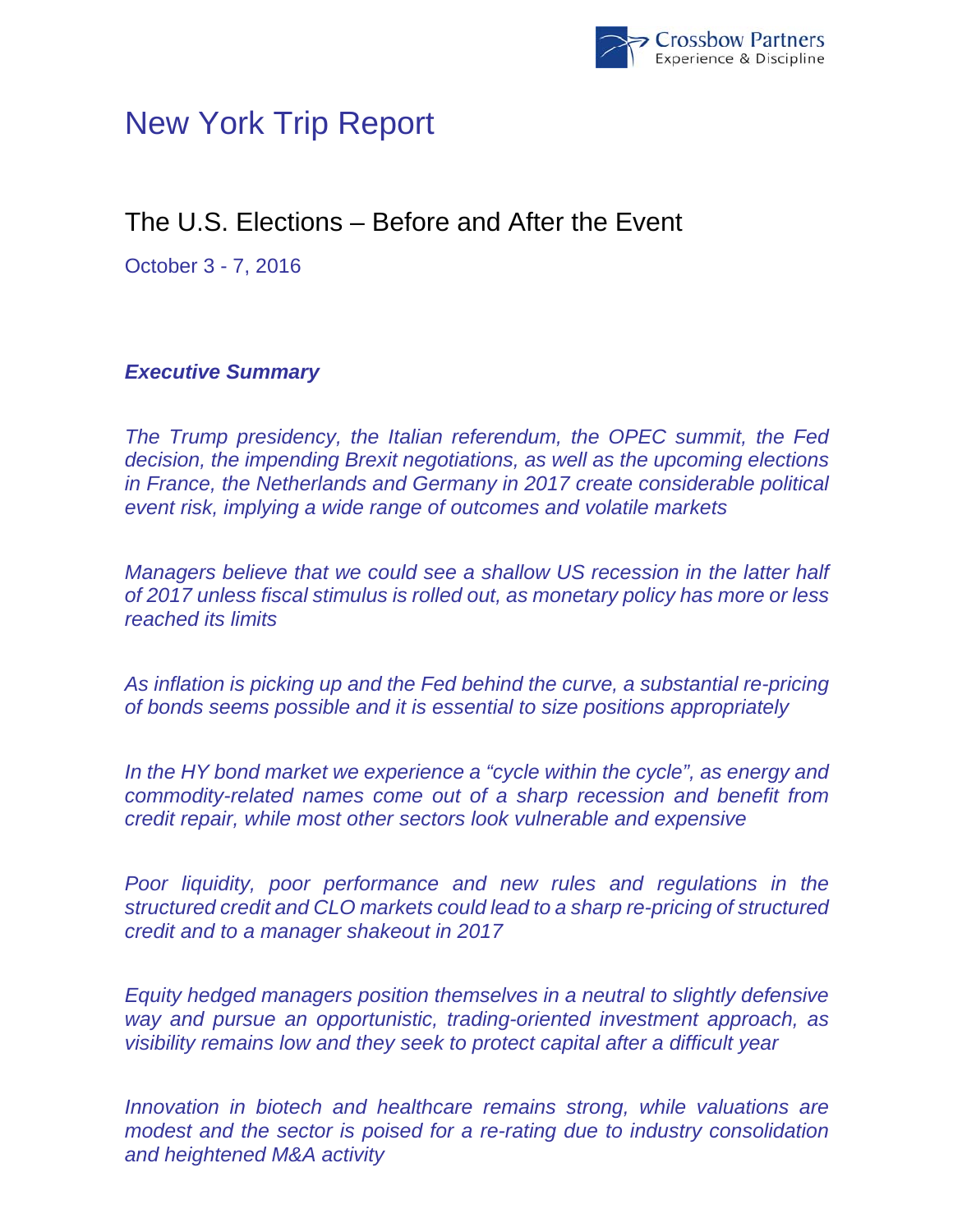# New York Trip Report

## The U.S. Elections – Before and After the Event

October 3 - 7, 2016

***Executive Summary***

*The Trump presidency, the Italian referendum, the OPEC summit, the Fed decision, the impending Brexit negotiations, as well as the upcoming elections in France, the Netherlands and Germany in 2017 create considerable political event risk, implying a wide range of outcomes and volatile markets*

*Managers believe that we could see a shallow US recession in the latter half of 2017 unless fiscal stimulus is rolled out, as monetary policy has more or less reached its limits*

*As inflation is picking up and the Fed behind the curve, a substantial re-pricing of bonds seems possible and it is essential to size positions appropriately*

*In the HY bond market we experience a "cycle within the cycle", as energy and commodity-related names come out of a sharp recession and benefit from credit repair, while most other sectors look vulnerable and expensive*

*Poor liquidity, poor performance and new rules and regulations in the structured credit and CLO markets could lead to a sharp re-pricing of structured credit and to a manager shakeout in 2017*

*Equity hedged managers position themselves in a neutral to slightly defensive way and pursue an opportunistic, trading-oriented investment approach, as visibility remains low and they seek to protect capital after a difficult year*

*Innovation in biotech and healthcare remains strong, while valuations are modest and the sector is poised for a re-rating due to industry consolidation and heightened M&A activity*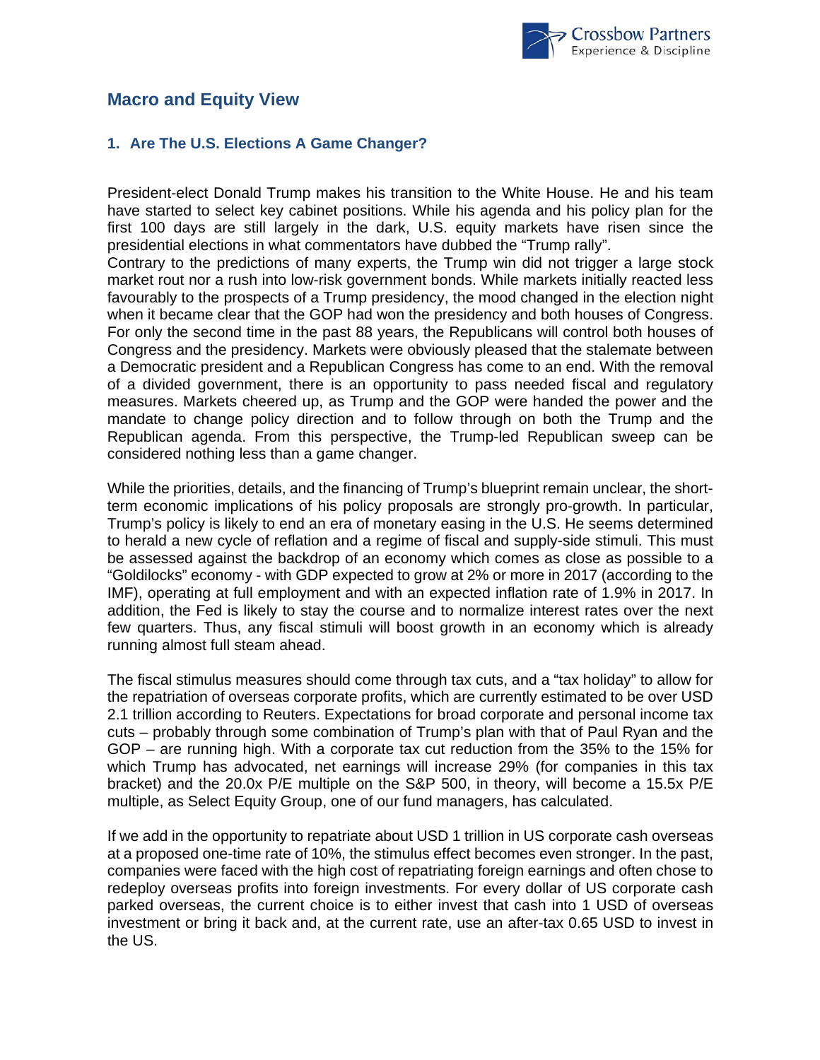## Macro and Equity View

### 1. Are The U.S. Elections A Game Changer?

President-elect Donald Trump makes his transition to the White House. He and his team have started to select key cabinet positions. While his agenda and his policy plan for the first 100 days are still largely in the dark, U.S. equity markets have risen since the presidential elections in what commentators have dubbed the "Trump rally".
Contrary to the predictions of many experts, the Trump win did not trigger a large stock market rout nor a rush into low-risk government bonds. While markets initially reacted less favourably to the prospects of a Trump presidency, the mood changed in the election night when it became clear that the GOP had won the presidency and both houses of Congress. For only the second time in the past 88 years, the Republicans will control both houses of Congress and the presidency. Markets were obviously pleased that the stalemate between a Democratic president and a Republican Congress has come to an end. With the removal of a divided government, there is an opportunity to pass needed fiscal and regulatory measures. Markets cheered up, as Trump and the GOP were handed the power and the mandate to change policy direction and to follow through on both the Trump and the Republican agenda. From this perspective, the Trump-led Republican sweep can be considered nothing less than a game changer.

While the priorities, details, and the financing of Trump's blueprint remain unclear, the short-term economic implications of his policy proposals are strongly pro-growth. In particular, Trump's policy is likely to end an era of monetary easing in the U.S. He seems determined to herald a new cycle of reflation and a regime of fiscal and supply-side stimuli. This must be assessed against the backdrop of an economy which comes as close as possible to a "Goldilocks" economy - with GDP expected to grow at 2% or more in 2017 (according to the IMF), operating at full employment and with an expected inflation rate of 1.9% in 2017. In addition, the Fed is likely to stay the course and to normalize interest rates over the next few quarters. Thus, any fiscal stimuli will boost growth in an economy which is already running almost full steam ahead.

The fiscal stimulus measures should come through tax cuts, and a "tax holiday" to allow for the repatriation of overseas corporate profits, which are currently estimated to be over USD 2.1 trillion according to Reuters. Expectations for broad corporate and personal income tax cuts – probably through some combination of Trump's plan with that of Paul Ryan and the GOP – are running high. With a corporate tax cut reduction from the 35% to the 15% for which Trump has advocated, net earnings will increase 29% (for companies in this tax bracket) and the 20.0x P/E multiple on the S&P 500, in theory, will become a 15.5x P/E multiple, as Select Equity Group, one of our fund managers, has calculated.

If we add in the opportunity to repatriate about USD 1 trillion in US corporate cash overseas at a proposed one-time rate of 10%, the stimulus effect becomes even stronger. In the past, companies were faced with the high cost of repatriating foreign earnings and often chose to redeploy overseas profits into foreign investments. For every dollar of US corporate cash parked overseas, the current choice is to either invest that cash into 1 USD of overseas investment or bring it back and, at the current rate, use an after-tax 0.65 USD to invest in the US.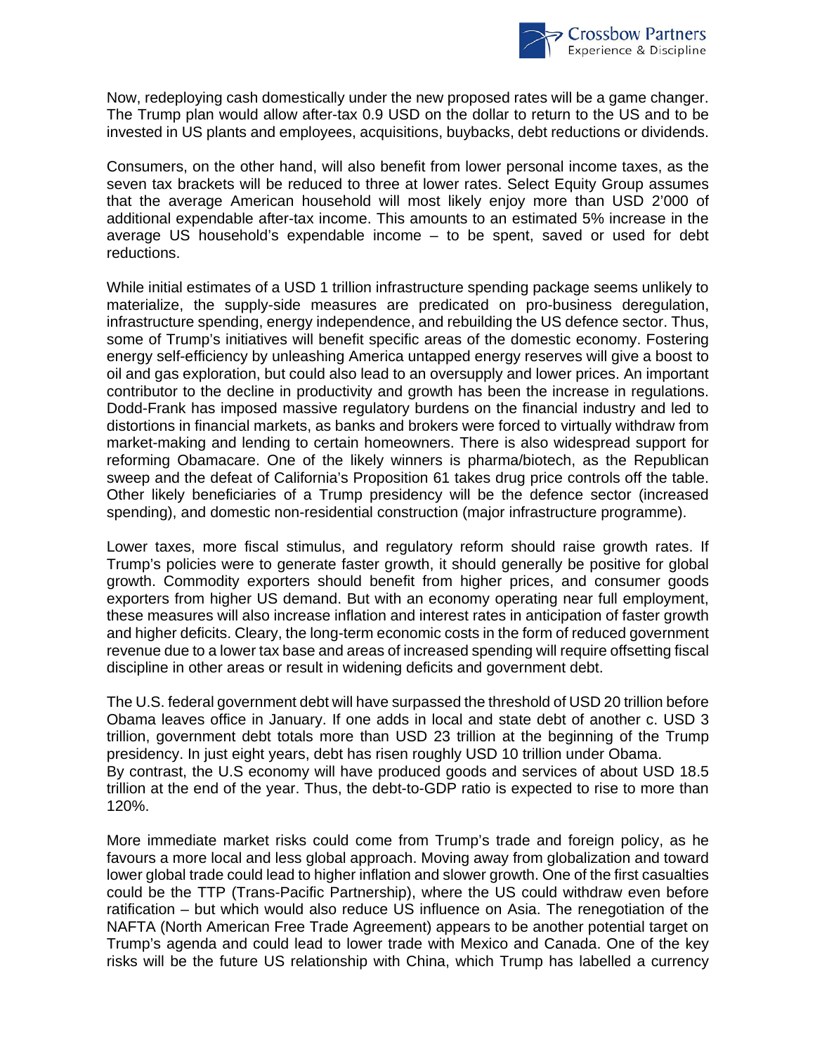Now, redeploying cash domestically under the new proposed rates will be a game changer. The Trump plan would allow after-tax 0.9 USD on the dollar to return to the US and to be invested in US plants and employees, acquisitions, buybacks, debt reductions or dividends.

Consumers, on the other hand, will also benefit from lower personal income taxes, as the seven tax brackets will be reduced to three at lower rates. Select Equity Group assumes that the average American household will most likely enjoy more than USD 2'000 of additional expendable after-tax income. This amounts to an estimated 5% increase in the average US household's expendable income – to be spent, saved or used for debt reductions.

While initial estimates of a USD 1 trillion infrastructure spending package seems unlikely to materialize, the supply-side measures are predicated on pro-business deregulation, infrastructure spending, energy independence, and rebuilding the US defence sector. Thus, some of Trump's initiatives will benefit specific areas of the domestic economy. Fostering energy self-efficiency by unleashing America untapped energy reserves will give a boost to oil and gas exploration, but could also lead to an oversupply and lower prices. An important contributor to the decline in productivity and growth has been the increase in regulations. Dodd-Frank has imposed massive regulatory burdens on the financial industry and led to distortions in financial markets, as banks and brokers were forced to virtually withdraw from market-making and lending to certain homeowners. There is also widespread support for reforming Obamacare. One of the likely winners is pharma/biotech, as the Republican sweep and the defeat of California's Proposition 61 takes drug price controls off the table. Other likely beneficiaries of a Trump presidency will be the defence sector (increased spending), and domestic non-residential construction (major infrastructure programme).

Lower taxes, more fiscal stimulus, and regulatory reform should raise growth rates. If Trump's policies were to generate faster growth, it should generally be positive for global growth. Commodity exporters should benefit from higher prices, and consumer goods exporters from higher US demand. But with an economy operating near full employment, these measures will also increase inflation and interest rates in anticipation of faster growth and higher deficits. Cleary, the long-term economic costs in the form of reduced government revenue due to a lower tax base and areas of increased spending will require offsetting fiscal discipline in other areas or result in widening deficits and government debt.

The U.S. federal government debt will have surpassed the threshold of USD 20 trillion before Obama leaves office in January. If one adds in local and state debt of another c. USD 3 trillion, government debt totals more than USD 23 trillion at the beginning of the Trump presidency. In just eight years, debt has risen roughly USD 10 trillion under Obama.
By contrast, the U.S economy will have produced goods and services of about USD 18.5 trillion at the end of the year. Thus, the debt-to-GDP ratio is expected to rise to more than 120%.

More immediate market risks could come from Trump's trade and foreign policy, as he favours a more local and less global approach. Moving away from globalization and toward lower global trade could lead to higher inflation and slower growth. One of the first casualties could be the TTP (Trans-Pacific Partnership), where the US could withdraw even before ratification – but which would also reduce US influence on Asia. The renegotiation of the NAFTA (North American Free Trade Agreement) appears to be another potential target on Trump's agenda and could lead to lower trade with Mexico and Canada. One of the key risks will be the future US relationship with China, which Trump has labelled a currency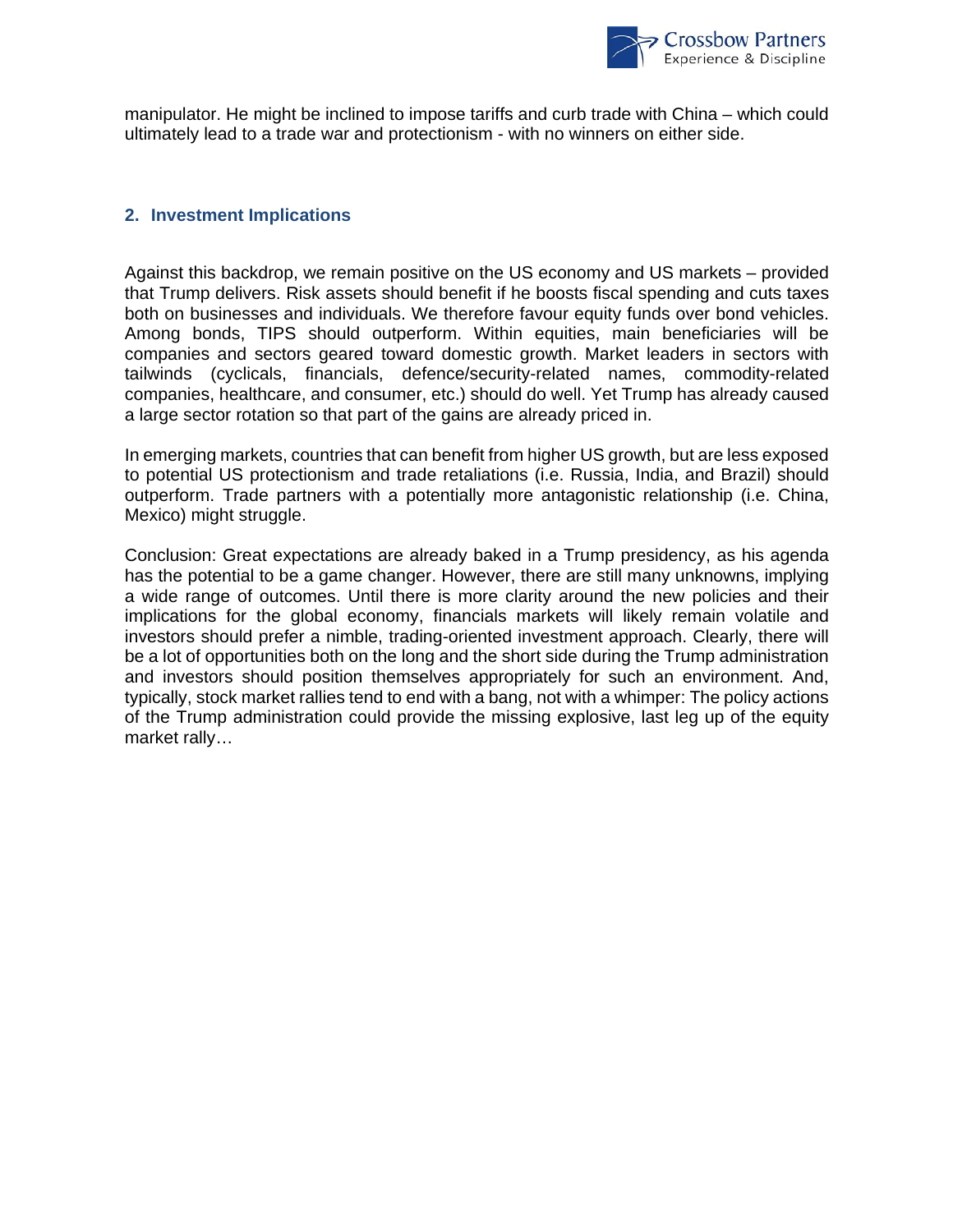manipulator. He might be inclined to impose tariffs and curb trade with China – which could ultimately lead to a trade war and protectionism - with no winners on either side.

## 2. Investment Implications

Against this backdrop, we remain positive on the US economy and US markets – provided that Trump delivers. Risk assets should benefit if he boosts fiscal spending and cuts taxes both on businesses and individuals. We therefore favour equity funds over bond vehicles. Among bonds, TIPS should outperform. Within equities, main beneficiaries will be companies and sectors geared toward domestic growth. Market leaders in sectors with tailwinds (cyclicals, financials, defence/security-related names, commodity-related companies, healthcare, and consumer, etc.) should do well. Yet Trump has already caused a large sector rotation so that part of the gains are already priced in.

In emerging markets, countries that can benefit from higher US growth, but are less exposed to potential US protectionism and trade retaliations (i.e. Russia, India, and Brazil) should outperform. Trade partners with a potentially more antagonistic relationship (i.e. China, Mexico) might struggle.

Conclusion: Great expectations are already baked in a Trump presidency, as his agenda has the potential to be a game changer. However, there are still many unknowns, implying a wide range of outcomes. Until there is more clarity around the new policies and their implications for the global economy, financials markets will likely remain volatile and investors should prefer a nimble, trading-oriented investment approach. Clearly, there will be a lot of opportunities both on the long and the short side during the Trump administration and investors should position themselves appropriately for such an environment. And, typically, stock market rallies tend to end with a bang, not with a whimper: The policy actions of the Trump administration could provide the missing explosive, last leg up of the equity market rally…